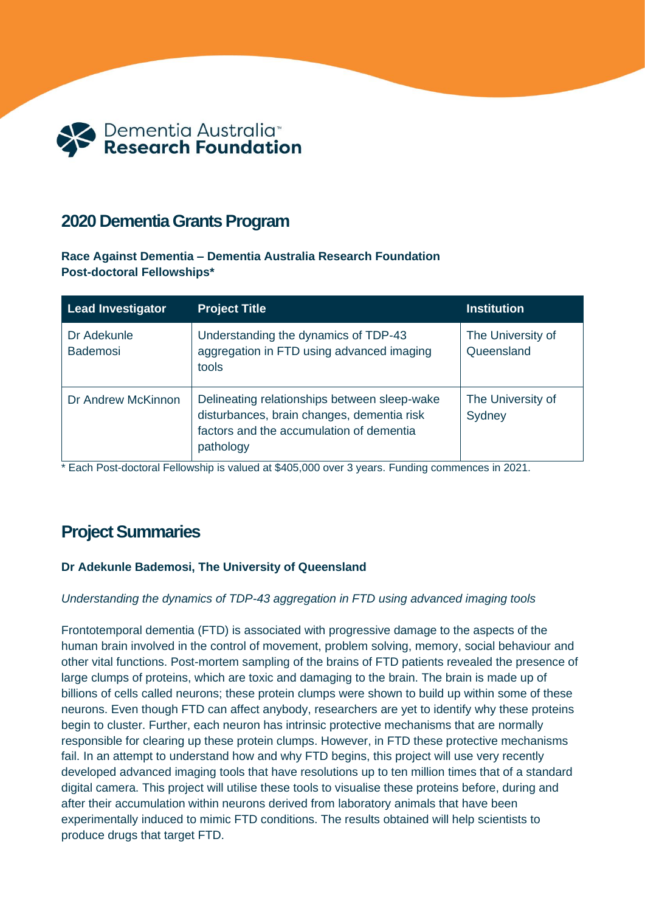Dementia Australia™
**Research Foundation**

## 2020 Dementia Grants Program

**Race Against Dementia – Dementia Australia Research Foundation Post-doctoral Fellowships***

| Lead Investigator | Project Title | Institution |
|---|---|---|
| Dr Adekunle Bademosi | Understanding the dynamics of TDP-43 aggregation in FTD using advanced imaging tools | The University of Queensland |
| Dr Andrew McKinnon | Delineating relationships between sleep-wake disturbances, brain changes, dementia risk factors and the accumulation of dementia pathology | The University of Sydney |

* Each Post-doctoral Fellowship is valued at $405,000 over 3 years. Funding commences in 2021.

## Project Summaries

**Dr Adekunle Bademosi, The University of Queensland**

*Understanding the dynamics of TDP-43 aggregation in FTD using advanced imaging tools*

Frontotemporal dementia (FTD) is associated with progressive damage to the aspects of the human brain involved in the control of movement, problem solving, memory, social behaviour and other vital functions. Post-mortem sampling of the brains of FTD patients revealed the presence of large clumps of proteins, which are toxic and damaging to the brain. The brain is made up of billions of cells called neurons; these protein clumps were shown to build up within some of these neurons. Even though FTD can affect anybody, researchers are yet to identify why these proteins begin to cluster. Further, each neuron has intrinsic protective mechanisms that are normally responsible for clearing up these protein clumps. However, in FTD these protective mechanisms fail. In an attempt to understand how and why FTD begins, this project will use very recently developed advanced imaging tools that have resolutions up to ten million times that of a standard digital camera. This project will utilise these tools to visualise these proteins before, during and after their accumulation within neurons derived from laboratory animals that have been experimentally induced to mimic FTD conditions. The results obtained will help scientists to produce drugs that target FTD.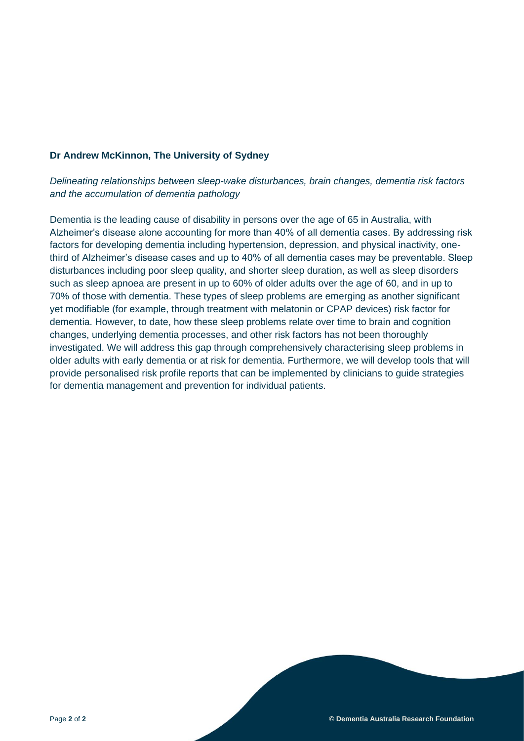**Dr Andrew McKinnon, The University of Sydney**

*Delineating relationships between sleep-wake disturbances, brain changes, dementia risk factors and the accumulation of dementia pathology*

Dementia is the leading cause of disability in persons over the age of 65 in Australia, with Alzheimer's disease alone accounting for more than 40% of all dementia cases. By addressing risk factors for developing dementia including hypertension, depression, and physical inactivity, one-third of Alzheimer's disease cases and up to 40% of all dementia cases may be preventable. Sleep disturbances including poor sleep quality, and shorter sleep duration, as well as sleep disorders such as sleep apnoea are present in up to 60% of older adults over the age of 60, and in up to 70% of those with dementia. These types of sleep problems are emerging as another significant yet modifiable (for example, through treatment with melatonin or CPAP devices) risk factor for dementia. However, to date, how these sleep problems relate over time to brain and cognition changes, underlying dementia processes, and other risk factors has not been thoroughly investigated. We will address this gap through comprehensively characterising sleep problems in older adults with early dementia or at risk for dementia. Furthermore, we will develop tools that will provide personalised risk profile reports that can be implemented by clinicians to guide strategies for dementia management and prevention for individual patients.